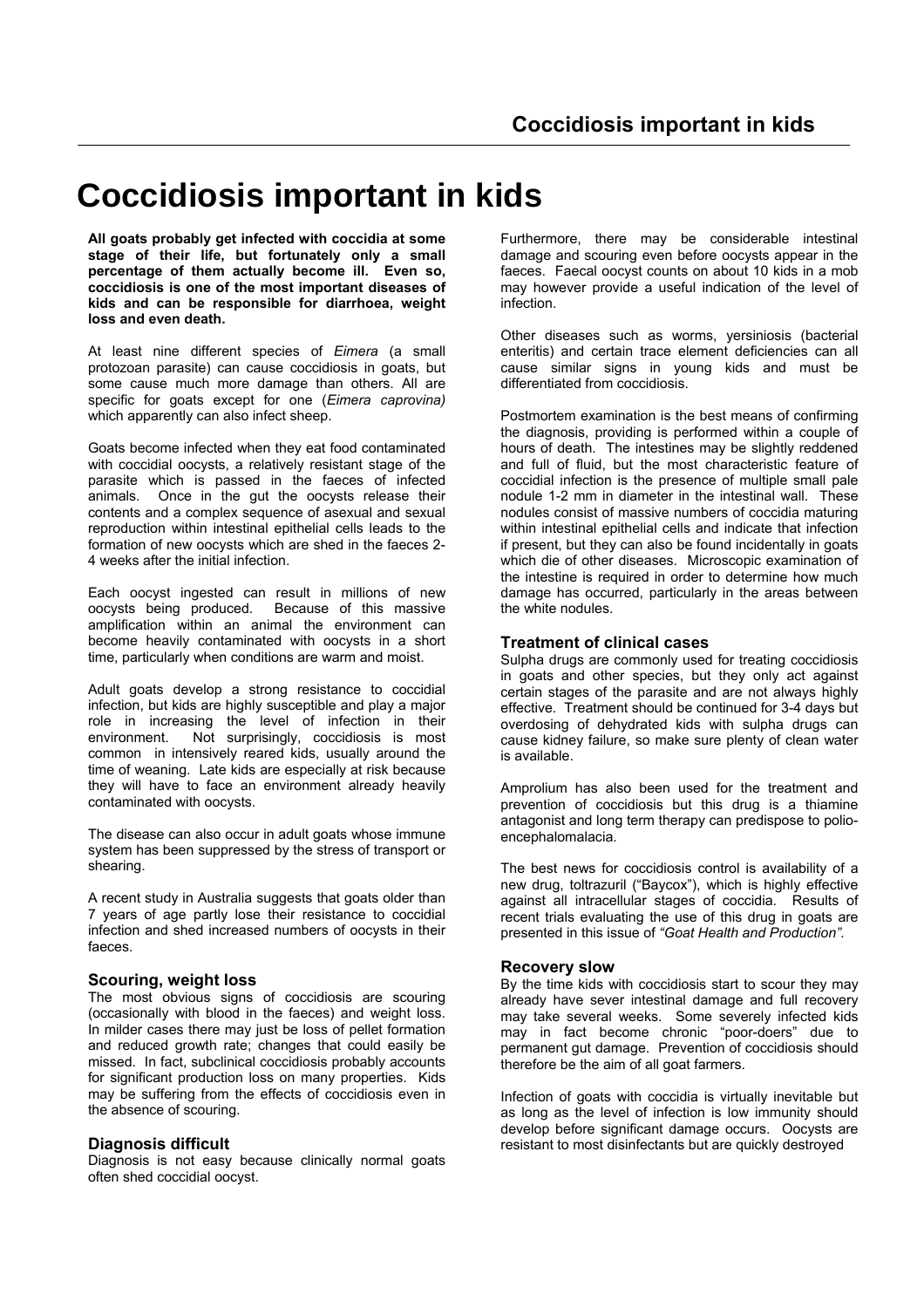# Coccidiosis important in kids

**All goats probably get infected with coccidia at some stage of their life, but fortunately only a small percentage of them actually become ill. Even so, coccidiosis is one of the most important diseases of kids and can be responsible for diarrhoea, weight loss and even death.**

At least nine different species of *Eimera* (a small protozoan parasite) can cause coccidiosis in goats, but some cause much more damage than others. All are specific for goats except for one (*Eimera caprovina)* which apparently can also infect sheep.

Goats become infected when they eat food contaminated with coccidial oocysts, a relatively resistant stage of the parasite which is passed in the faeces of infected animals. Once in the gut the oocysts release their contents and a complex sequence of asexual and sexual reproduction within intestinal epithelial cells leads to the formation of new oocysts which are shed in the faeces 2-4 weeks after the initial infection.

Each oocyst ingested can result in millions of new oocysts being produced. Because of this massive amplification within an animal the environment can become heavily contaminated with oocysts in a short time, particularly when conditions are warm and moist.

Adult goats develop a strong resistance to coccidial infection, but kids are highly susceptible and play a major role in increasing the level of infection in their environment. Not surprisingly, coccidiosis is most common in intensively reared kids, usually around the time of weaning. Late kids are especially at risk because they will have to face an environment already heavily contaminated with oocysts.

The disease can also occur in adult goats whose immune system has been suppressed by the stress of transport or shearing.

A recent study in Australia suggests that goats older than 7 years of age partly lose their resistance to coccidial infection and shed increased numbers of oocysts in their faeces.

### Scouring, weight loss

The most obvious signs of coccidiosis are scouring (occasionally with blood in the faeces) and weight loss. In milder cases there may just be loss of pellet formation and reduced growth rate; changes that could easily be missed. In fact, subclinical coccidiosis probably accounts for significant production loss on many properties. Kids may be suffering from the effects of coccidiosis even in the absence of scouring.

### Diagnosis difficult

Diagnosis is not easy because clinically normal goats often shed coccidial oocyst.

Furthermore, there may be considerable intestinal damage and scouring even before oocysts appear in the faeces. Faecal oocyst counts on about 10 kids in a mob may however provide a useful indication of the level of infection.

Other diseases such as worms, yersiniosis (bacterial enteritis) and certain trace element deficiencies can all cause similar signs in young kids and must be differentiated from coccidiosis.

Postmortem examination is the best means of confirming the diagnosis, providing is performed within a couple of hours of death. The intestines may be slightly reddened and full of fluid, but the most characteristic feature of coccidial infection is the presence of multiple small pale nodule 1-2 mm in diameter in the intestinal wall. These nodules consist of massive numbers of coccidia maturing within intestinal epithelial cells and indicate that infection if present, but they can also be found incidentally in goats which die of other diseases. Microscopic examination of the intestine is required in order to determine how much damage has occurred, particularly in the areas between the white nodules.

### Treatment of clinical cases

Sulpha drugs are commonly used for treating coccidiosis in goats and other species, but they only act against certain stages of the parasite and are not always highly effective. Treatment should be continued for 3-4 days but overdosing of dehydrated kids with sulpha drugs can cause kidney failure, so make sure plenty of clean water is available.

Amprolium has also been used for the treatment and prevention of coccidiosis but this drug is a thiamine antagonist and long term therapy can predispose to polio-encephalomalacia.

The best news for coccidiosis control is availability of a new drug, toltrazuril ("Baycox"), which is highly effective against all intracellular stages of coccidia. Results of recent trials evaluating the use of this drug in goats are presented in this issue of *"Goat Health and Production".*

### Recovery slow

By the time kids with coccidiosis start to scour they may already have sever intestinal damage and full recovery may take several weeks. Some severely infected kids may in fact become chronic "poor-doers" due to permanent gut damage. Prevention of coccidiosis should therefore be the aim of all goat farmers.

Infection of goats with coccidia is virtually inevitable but as long as the level of infection is low immunity should develop before significant damage occurs. Oocysts are resistant to most disinfectants but are quickly destroyed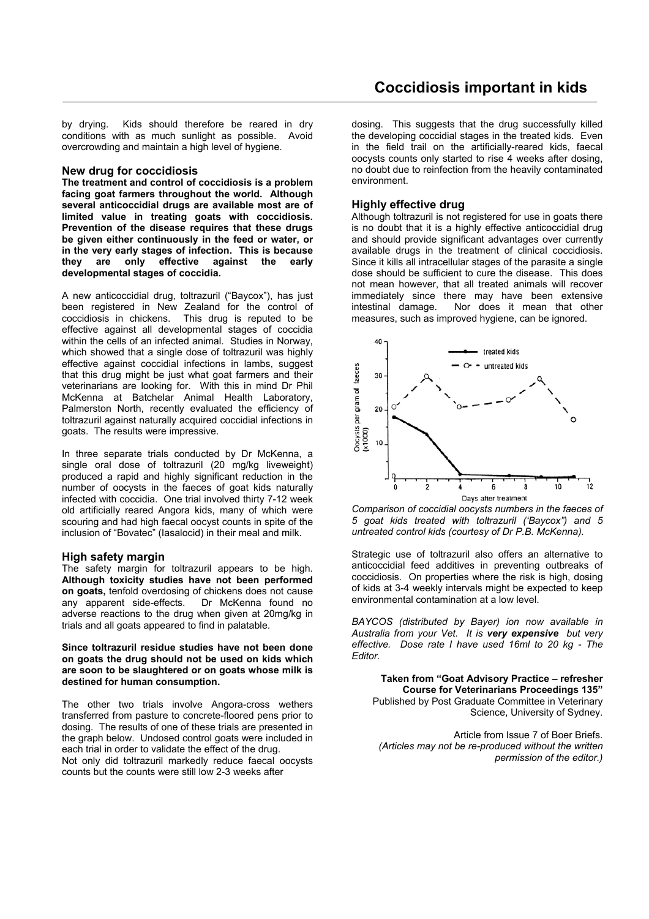# Coccidiosis important in kids

by drying. Kids should therefore be reared in dry conditions with as much sunlight as possible. Avoid overcrowding and maintain a high level of hygiene.

## New drug for coccidiosis

**The treatment and control of coccidiosis is a problem facing goat farmers throughout the world. Although several anticoccidial drugs are available most are of limited value in treating goats with coccidiosis. Prevention of the disease requires that these drugs be given either continuously in the feed or water, or in the very early stages of infection. This is because they are only effective against the early developmental stages of coccidia.**

A new anticoccidial drug, toltrazuril ("Baycox"), has just been registered in New Zealand for the control of coccidiosis in chickens. This drug is reputed to be effective against all developmental stages of coccidia within the cells of an infected animal. Studies in Norway, which showed that a single dose of toltrazuril was highly effective against coccidial infections in lambs, suggest that this drug might be just what goat farmers and their veterinarians are looking for. With this in mind Dr Phil McKenna at Batchelar Animal Health Laboratory, Palmerston North, recently evaluated the efficiency of toltrazuril against naturally acquired coccidial infections in goats. The results were impressive.

In three separate trials conducted by Dr McKenna, a single oral dose of toltrazuril (20 mg/kg liveweight) produced a rapid and highly significant reduction in the number of oocysts in the faeces of goat kids naturally infected with coccidia. One trial involved thirty 7-12 week old artificially reared Angora kids, many of which were scouring and had high faecal oocyst counts in spite of the inclusion of "Bovatec" (lasalocid) in their meal and milk.

## High safety margin

The safety margin for toltrazuril appears to be high. **Although toxicity studies have not been performed on goats,** tenfold overdosing of chickens does not cause any apparent side-effects. Dr McKenna found no adverse reactions to the drug when given at 20mg/kg in trials and all goats appeared to find in palatable.

**Since toltrazuril residue studies have not been done on goats the drug should not be used on kids which are soon to be slaughtered or on goats whose milk is destined for human consumption.**

The other two trials involve Angora-cross wethers transferred from pasture to concrete-floored pens prior to dosing. The results of one of these trials are presented in the graph below. Undosed control goats were included in each trial in order to validate the effect of the drug.
Not only did toltrazuril markedly reduce faecal oocysts counts but the counts were still low 2-3 weeks after dosing. This suggests that the drug successfully killed the developing coccidial stages in the treated kids. Even in the field trail on the artificially-reared kids, faecal oocysts counts only started to rise 4 weeks after dosing, no doubt due to reinfection from the heavily contaminated environment.

## Highly effective drug

Although toltrazuril is not registered for use in goats there is no doubt that it is a highly effective anticoccidial drug and should provide significant advantages over currently available drugs in the treatment of clinical coccidiosis. Since it kills all intracellular stages of the parasite a single dose should be sufficient to cure the disease. This does not mean however, that all treated animals will recover immediately since there may have been extensive intestinal damage. Nor does it mean that other measures, such as improved hygiene, can be ignored.

treated kids
untreated kids
Oocysts per gram of faeces (x1000)
40
30
20
10
0
0 2 4 6 8 10 12
Days after treatment

*Comparison of coccidial oocysts numbers in the faeces of 5 goat kids treated with toltrazuril ('Baycox") and 5 untreated control kids (courtesy of Dr P.B. McKenna).*

Strategic use of toltrazuril also offers an alternative to anticoccidial feed additives in preventing outbreaks of coccidiosis. On properties where the risk is high, dosing of kids at 3-4 weekly intervals might be expected to keep environmental contamination at a low level.

*BAYCOS (distributed by Bayer) ion now available in Australia from your Vet. It is* ***very expensive*** *but very effective. Dose rate I have used 16ml to 20 kg - The Editor.*

**Taken from "Goat Advisory Practice – refresher Course for Veterinarians Proceedings 135"**
Published by Post Graduate Committee in Veterinary Science, University of Sydney.

Article from Issue 7 of Boer Briefs.
*(Articles may not be re-produced without the written permission of the editor.)*